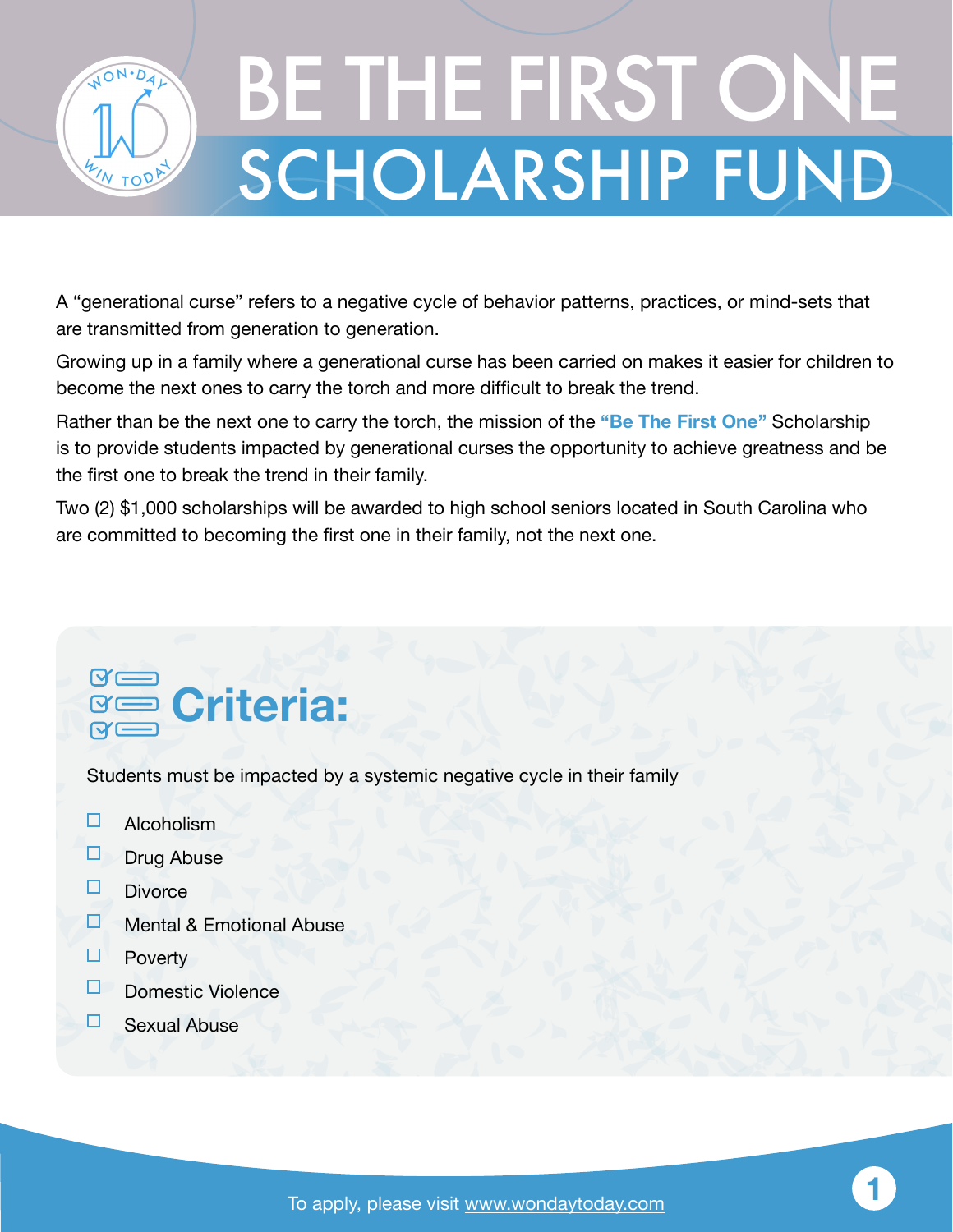# BE THE FIRST ONE SCHOLARSHIP FUND

A "generational curse" refers to a negative cycle of behavior patterns, practices, or mind-sets that are transmitted from generation to generation.

Growing up in a family where a generational curse has been carried on makes it easier for children to become the next ones to carry the torch and more difficult to break the trend.

Rather than be the next one to carry the torch, the mission of the **"Be The First One"** Scholarship is to provide students impacted by generational curses the opportunity to achieve greatness and be the first one to break the trend in their family.

Two (2) $1,000 scholarships will be awarded to high school seniors located in South Carolina who are committed to becoming the first one in their family, not the next one.

## Criteria:

Students must be impacted by a systemic negative cycle in their family

- [ ] Alcoholism
- [ ] Drug Abuse
- [ ] Divorce
- [ ] Mental & Emotional Abuse
- [ ] Poverty
- [ ] Domestic Violence
- [ ] Sexual Abuse

To apply, please visit www.wondaytoday.com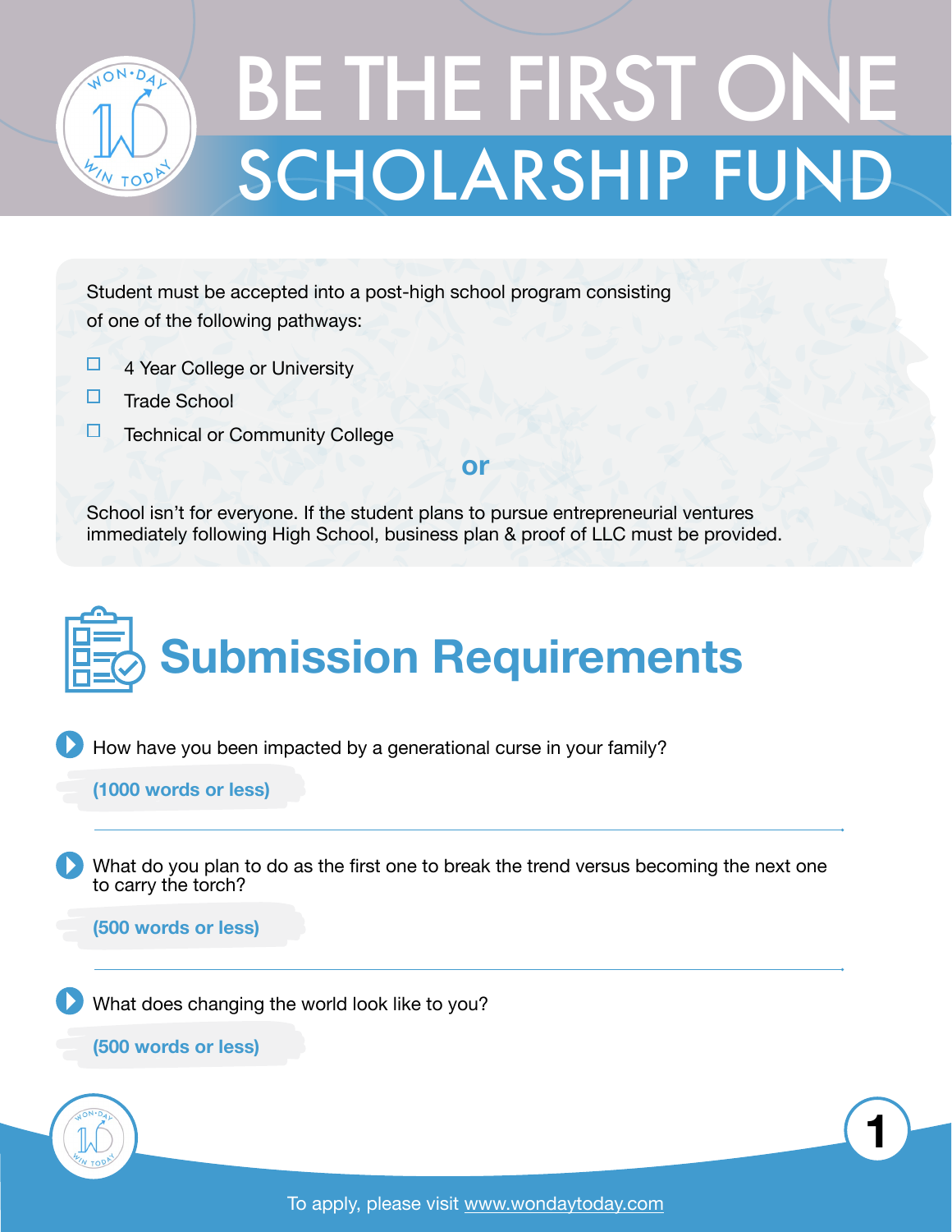# BE THE FIRST ONE SCHOLARSHIP FUND

Student must be accepted into a post-high school program consisting of one of the following pathways:

- ☐ 4 Year College or University
- ☐ Trade School
- ☐ Technical or Community College

**or**

School isn't for everyone. If the student plans to pursue entrepreneurial ventures immediately following High School, business plan & proof of LLC must be provided.

## Submission Requirements

- How have you been impacted by a generational curse in your family?

  **(1000 words or less)**

- What do you plan to do as the first one to break the trend versus becoming the next one to carry the torch?

  **(500 words or less)**

- What does changing the world look like to you?

  **(500 words or less)**

To apply, please visit www.wondaytoday.com